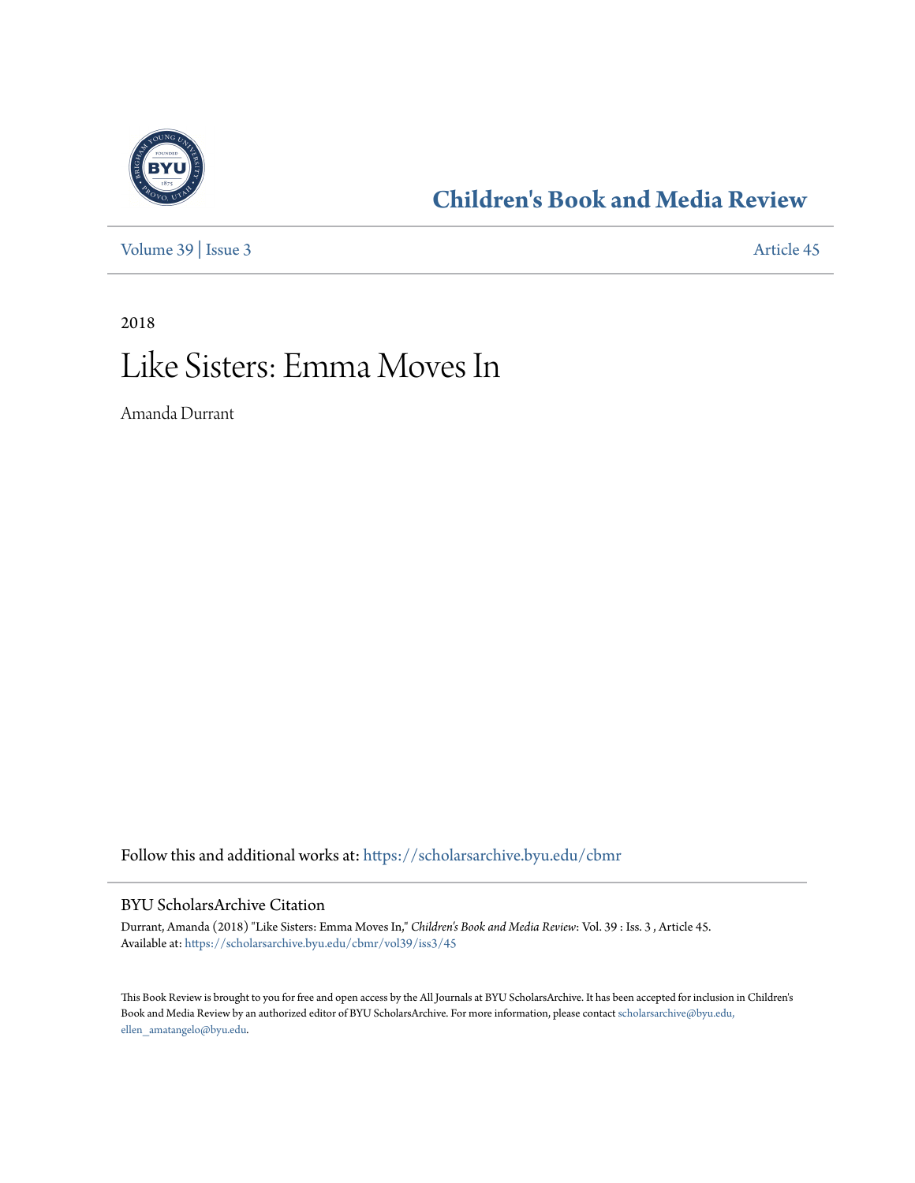# Children's Book and Media Review

Volume 39 | Issue 3

Article 45

2018

# Like Sisters: Emma Moves In

Amanda Durrant

Follow this and additional works at: https://scholarsarchive.byu.edu/cbmr

## BYU ScholarsArchive Citation

Durrant, Amanda (2018) "Like Sisters: Emma Moves In," *Children's Book and Media Review*: Vol. 39 : Iss. 3 , Article 45.
Available at: https://scholarsarchive.byu.edu/cbmr/vol39/iss3/45

This Book Review is brought to you for free and open access by the All Journals at BYU ScholarsArchive. It has been accepted for inclusion in Children's Book and Media Review by an authorized editor of BYU ScholarsArchive. For more information, please contact scholarsarchive@byu.edu, ellen_amatangelo@byu.edu.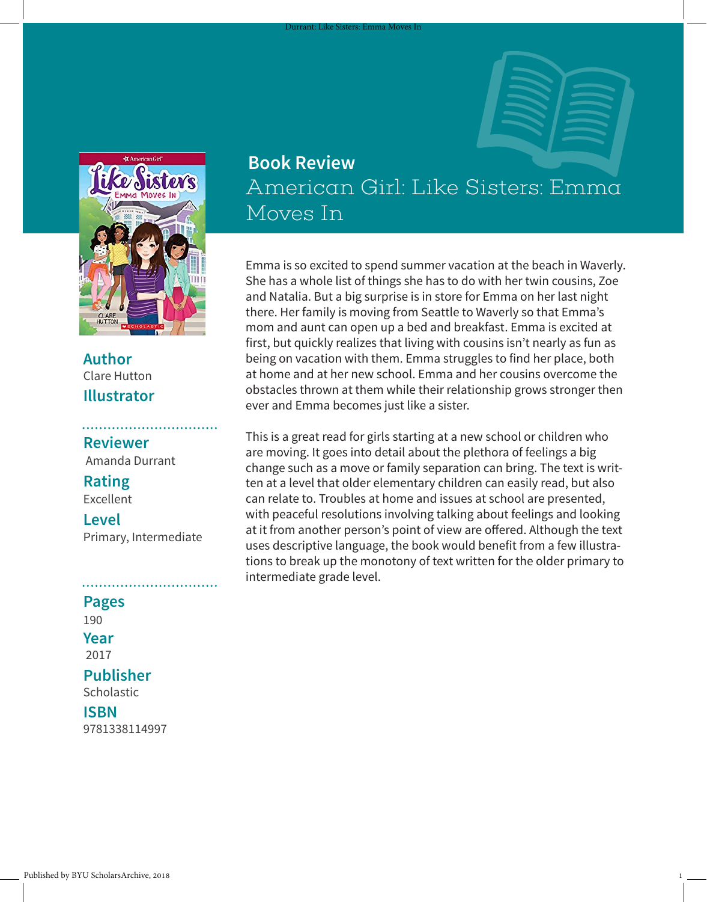## Book Review

# American Girl: Like Sisters: Emma Moves In

**Author**
Clare Hutton

**Illustrator**

**Reviewer**
Amanda Durrant

**Rating**
Excellent

**Level**
Primary, Intermediate

**Pages**
190

**Year**
2017

**Publisher**
Scholastic

**ISBN**
9781338114997

Emma is so excited to spend summer vacation at the beach in Waverly. She has a whole list of things she has to do with her twin cousins, Zoe and Natalia. But a big surprise is in store for Emma on her last night there. Her family is moving from Seattle to Waverly so that Emma's mom and aunt can open up a bed and breakfast. Emma is excited at first, but quickly realizes that living with cousins isn't nearly as fun as being on vacation with them. Emma struggles to find her place, both at home and at her new school. Emma and her cousins overcome the obstacles thrown at them while their relationship grows stronger then ever and Emma becomes just like a sister.

This is a great read for girls starting at a new school or children who are moving. It goes into detail about the plethora of feelings a big change such as a move or family separation can bring. The text is written at a level that older elementary children can easily read, but also can relate to. Troubles at home and issues at school are presented, with peaceful resolutions involving talking about feelings and looking at it from another person's point of view are offered. Although the text uses descriptive language, the book would benefit from a few illustrations to break up the monotony of text written for the older primary to intermediate grade level.